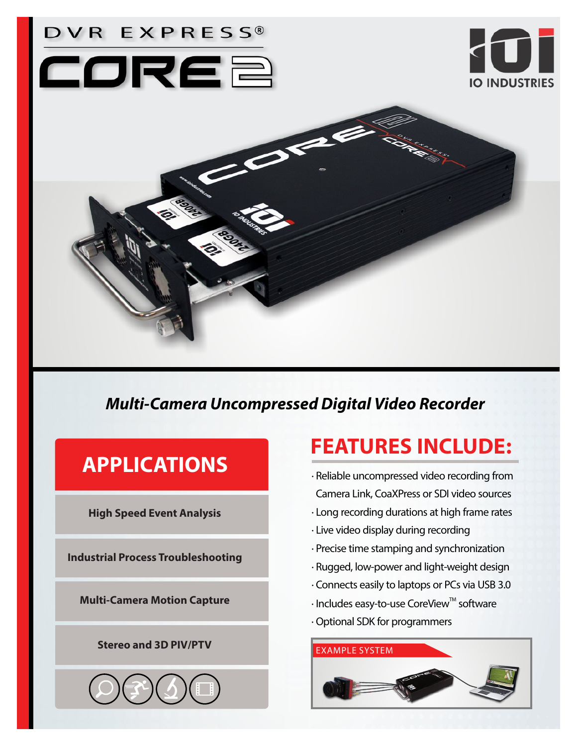# DVR EXPRESS®
# CORE 2

IO INDUSTRIES

## *Multi-Camera Uncompressed Digital Video Recorder*

## APPLICATIONS

**High Speed Event Analysis**

**Industrial Process Troubleshooting**

**Multi-Camera Motion Capture**

**Stereo and 3D PIV/PTV**

## FEATURES INCLUDE:

- Reliable uncompressed video recording from Camera Link, CoaXPress or SDI video sources
- Long recording durations at high frame rates
- Live video display during recording
- Precise time stamping and synchronization
- Rugged, low-power and light-weight design
- Connects easily to laptops or PCs via USB 3.0
- Includes easy-to-use CoreView™ software
- Optional SDK for programmers

EXAMPLE SYSTEM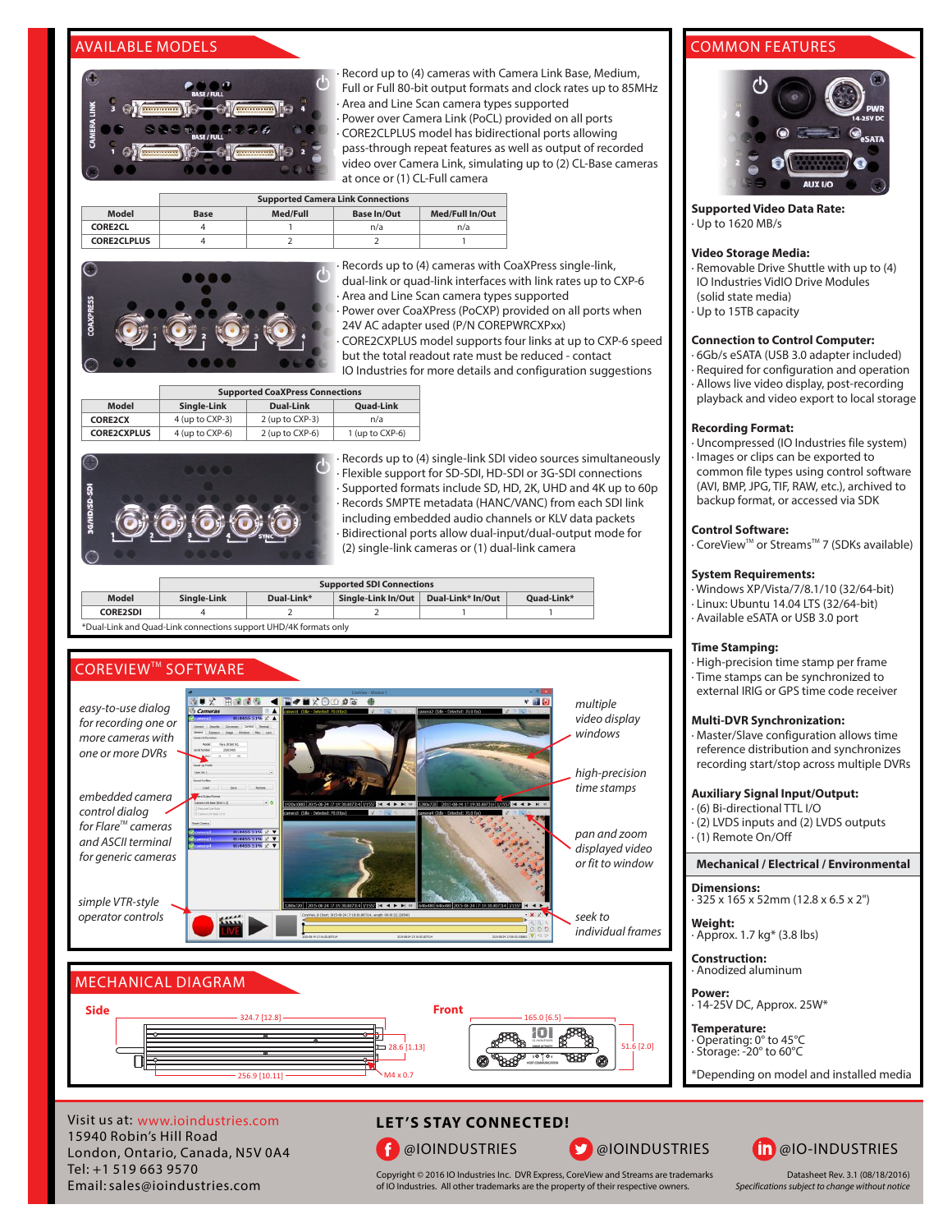## AVAILABLE MODELS

- Record up to (4) cameras with Camera Link Base, Medium, Full or Full 80-bit output formats and clock rates up to 85MHz
- Area and Line Scan camera types supported
- Power over Camera Link (PoCL) provided on all ports
- CORE2CLPLUS model has bidirectional ports allowing pass-through repeat features as well as output of recorded video over Camera Link, simulating up to (2) CL-Base cameras at once or (1) CL-Full camera

| | Supported Camera Link Connections | | | |
|---|---|---|---|---|
| **Model** | **Base** | **Med/Full** | **Base In/Out** | **Med/Full In/Out** |
| **CORE2CL** | 4 | 1 | n/a | n/a |
| **CORE2CLPLUS** | 4 | 2 | 2 | 1 |

- Records up to (4) cameras with CoaXPress single-link, dual-link or quad-link interfaces with link rates up to CXP-6
- Area and Line Scan camera types supported
- Power over CoaXPress (PoCXP) provided on all ports when 24V AC adapter used (P/N COREPWRCXPxx)
- CORE2CXPLUS model supports four links at up to CXP-6 speed but the total readout rate must be reduced - contact IO Industries for more details and configuration suggestions

| | Supported CoaXPress Connections | | |
|---|---|---|---|
| **Model** | **Single-Link** | **Dual-Link** | **Quad-Link** |
| **CORE2CX** | 4 (up to CXP-3) | 2 (up to CXP-3) | n/a |
| **CORE2CXPLUS** | 4 (up to CXP-6) | 2 (up to CXP-6) | 1 (up to CXP-6) |

- Records up to (4) single-link SDI video sources simultaneously
- Flexible support for SD-SDI, HD-SDI or 3G-SDI connections
- Supported formats include SD, HD, 2K, UHD and 4K up to 60p
- Records SMPTE metadata (HANC/VANC) from each SDI link including embedded audio channels or KLV data packets
- Bidirectional ports allow dual-input/dual-output mode for (2) single-link cameras or (1) dual-link camera

| | Supported SDI Connections | | | | |
|---|---|---|---|---|---|
| **Model** | **Single-Link** | **Dual-Link*** | **Single-Link In/Out** | **Dual-Link* In/Out** | **Quad-Link*** |
| **CORE2SDI** | 4 | 2 | 2 | 1 | 1 |

*Dual-Link and Quad-Link connections support UHD/4K formats only

## COREVIEW™ SOFTWARE

*easy-to-use dialog for recording one or more cameras with one or more DVRs*

*embedded camera control dialog for Flare™ cameras and ASCII terminal for generic cameras*

*simple VTR-style operator controls*

*multiple video display windows*

*high-precision time stamps*

*pan and zoom displayed video or fit to window*

*seek to individual frames*

## MECHANICAL DIAGRAM

**Side**

324.7 [12.8]

28.6 [1.13]

256.9 [10.11]

M4 x 0.7

**Front**

165.0 [6.5]

51.6 [2.0]

## COMMON FEATURES

**Supported Video Data Rate:**
- Up to 1620 MB/s

**Video Storage Media:**
- Removable Drive Shuttle with up to (4) IO Industries VidIO Drive Modules (solid state media)
- Up to 15TB capacity

**Connection to Control Computer:**
- 6Gb/s eSATA (USB 3.0 adapter included)
- Required for configuration and operation
- Allows live video display, post-recording playback and video export to local storage

**Recording Format:**
- Uncompressed (IO Industries file system)
- Images or clips can be exported to common file types using control software (AVI, BMP, JPG, TIF, RAW, etc.), archived to backup format, or accessed via SDK

**Control Software:**
- CoreView™ or Streams™ 7 (SDKs available)

**System Requirements:**
- Windows XP/Vista/7/8.1/10 (32/64-bit)
- Linux: Ubuntu 14.04 LTS (32/64-bit)
- Available eSATA or USB 3.0 port

**Time Stamping:**
- High-precision time stamp per frame
- Time stamps can be synchronized to external IRIG or GPS time code receiver

**Multi-DVR Synchronization:**
- Master/Slave configuration allows time reference distribution and synchronizes recording start/stop across multiple DVRs

**Auxiliary Signal Input/Output:**
- (6) Bi-directional TTL I/O
- (2) LVDS inputs and (2) LVDS outputs
- (1) Remote On/Off

### Mechanical / Electrical / Environmental

**Dimensions:**
- 325 x 165 x 52mm (12.8 x 6.5 x 2")

**Weight:**
- Approx. 1.7 kg* (3.8 lbs)

**Construction:**
- Anodized aluminum

**Power:**
- 14-25V DC, Approx. 25W*

**Temperature:**
- Operating: 0° to 45°C
- Storage: -20° to 60°C

*Depending on model and installed media

---

Visit us at: www.ioindustries.com
15940 Robin's Hill Road
London, Ontario, Canada, N5V 0A4
Tel: +1 519 663 9570
Email: sales@ioindustries.com

**LET'S STAY CONNECTED!**

@IOINDUSTRIES @IOINDUSTRIES @IO-INDUSTRIES

Copyright © 2016 IO Industries Inc. DVR Express, CoreView and Streams are trademarks of IO Industries. All other trademarks are the property of their respective owners.

Datasheet Rev. 3.1 (08/18/2016)
*Specifications subject to change without notice*